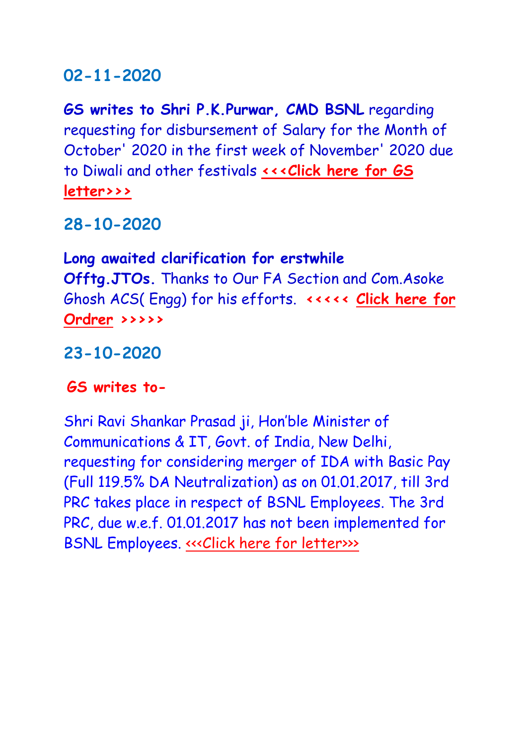## 02-11-2020

**GS writes to Shri P.K.Purwar, CMD BSNL** regarding requesting for disbursement of Salary for the Month of October' 2020 in the first week of November' 2020 due to Diwali and other festivals **<<<Click here for GS letter>>>**

## 28-10-2020

**Long awaited clarification for erstwhile Offtg.JTOs.** Thanks to Our FA Section and Com.Asoke Ghosh ACS( Engg) for his efforts. **<<<<< Click here for Ordrer >>>>>**

## 23-10-2020

**GS writes to-**

Shri Ravi Shankar Prasad ji, Hon'ble Minister of Communications & IT, Govt. of India, New Delhi, requesting for considering merger of IDA with Basic Pay (Full 119.5% DA Neutralization) as on 01.01.2017, till 3rd PRC takes place in respect of BSNL Employees. The 3rd PRC, due w.e.f. 01.01.2017 has not been implemented for BSNL Employees. <<<Click here for letter>>>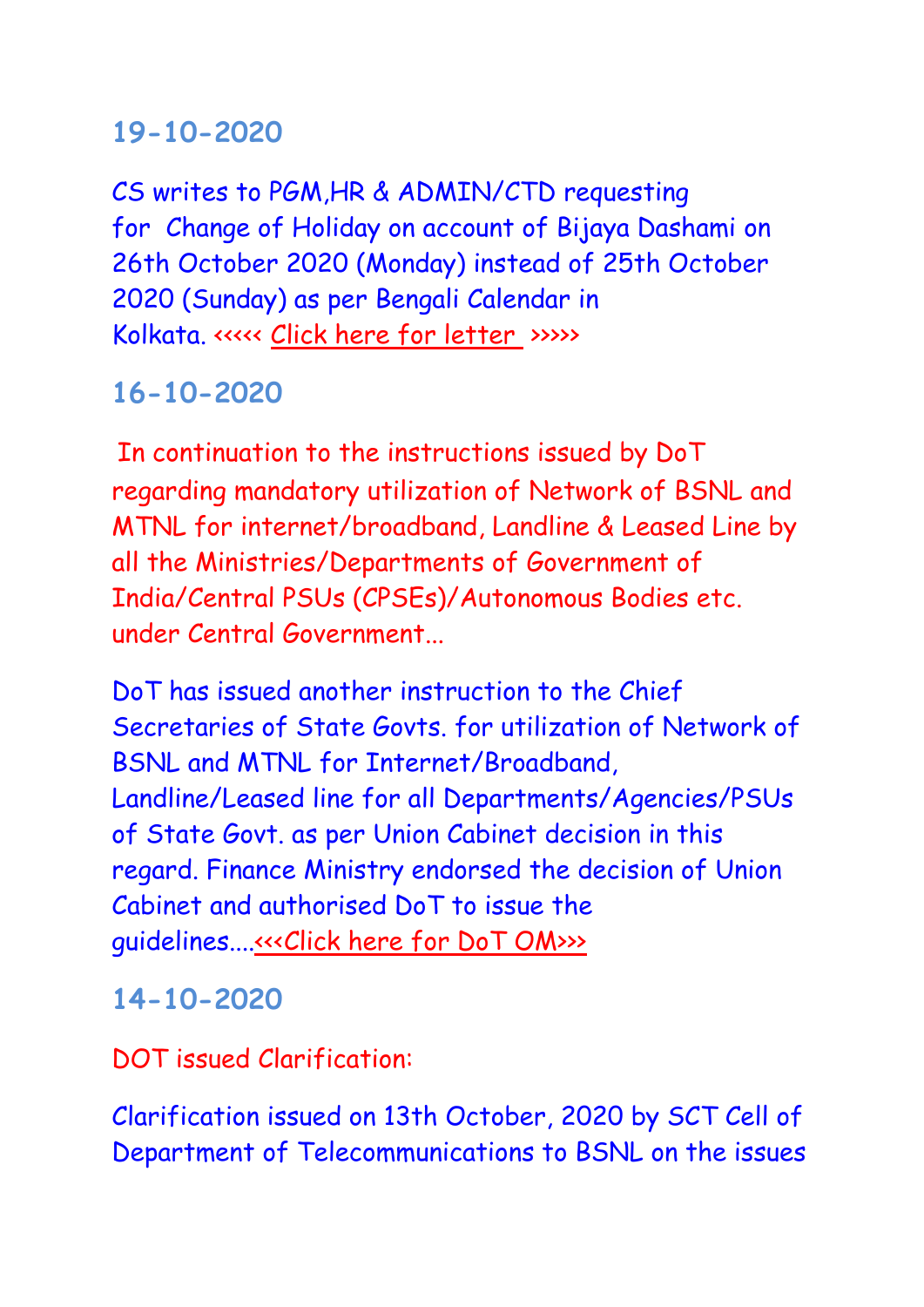## 19-10-2020

CS writes to PGM,HR & ADMIN/CTD requesting for Change of Holiday on account of Bijaya Dashami on 26th October 2020 (Monday) instead of 25th October 2020 (Sunday) as per Bengali Calendar in Kolkata. <<<<< Click here for letter >>>>>

## 16-10-2020

In continuation to the instructions issued by DoT regarding mandatory utilization of Network of BSNL and MTNL for internet/broadband, Landline & Leased Line by all the Ministries/Departments of Government of India/Central PSUs (CPSEs)/Autonomous Bodies etc. under Central Government...

DoT has issued another instruction to the Chief Secretaries of State Govts. for utilization of Network of BSNL and MTNL for Internet/Broadband, Landline/Leased line for all Departments/Agencies/PSUs of State Govt. as per Union Cabinet decision in this regard. Finance Ministry endorsed the decision of Union Cabinet and authorised DoT to issue the guidelines....<<<Click here for DoT OM>>>

## 14-10-2020

DOT issued Clarification:

Clarification issued on 13th October, 2020 by SCT Cell of Department of Telecommunications to BSNL on the issues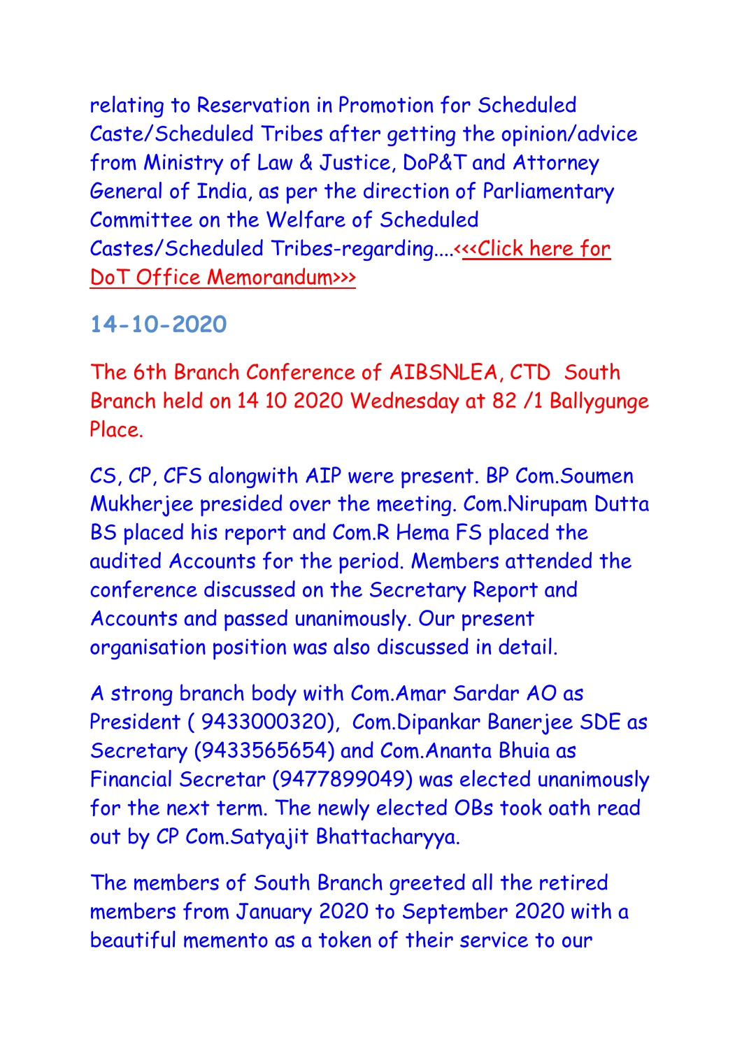relating to Reservation in Promotion for Scheduled Caste/Scheduled Tribes after getting the opinion/advice from Ministry of Law & Justice, DoP&T and Attorney General of India, as per the direction of Parliamentary Committee on the Welfare of Scheduled Castes/Scheduled Tribes-regarding....<<<Click here for DoT Office Memorandum>>>

## 14-10-2020

The 6th Branch Conference of AIBSNLEA, CTD South Branch held on 14 10 2020 Wednesday at 82 /1 Ballygunge Place.

CS, CP, CFS alongwith AIP were present. BP Com.Soumen Mukherjee presided over the meeting. Com.Nirupam Dutta BS placed his report and Com.R Hema FS placed the audited Accounts for the period. Members attended the conference discussed on the Secretary Report and Accounts and passed unanimously. Our present organisation position was also discussed in detail.

A strong branch body with Com.Amar Sardar AO as President ( 9433000320), Com.Dipankar Banerjee SDE as Secretary (9433565654) and Com.Ananta Bhuia as Financial Secretar (9477899049) was elected unanimously for the next term. The newly elected OBs took oath read out by CP Com.Satyajit Bhattacharyya.

The members of South Branch greeted all the retired members from January 2020 to September 2020 with a beautiful memento as a token of their service to our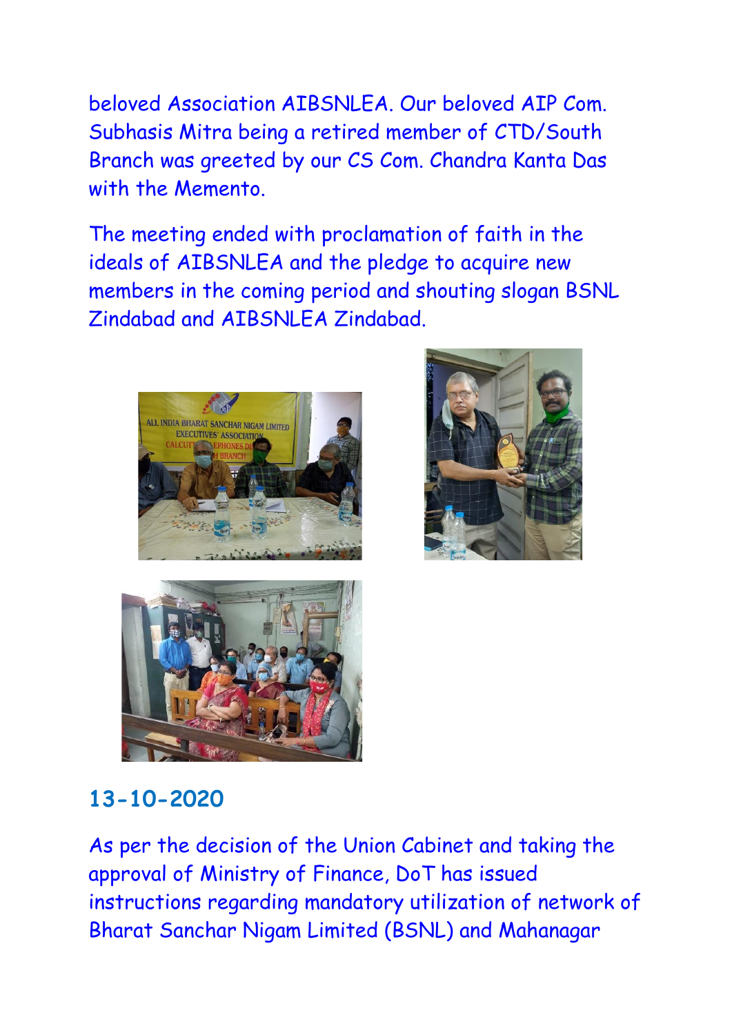beloved Association AIBSNLEA. Our beloved AIP Com. Subhasis Mitra being a retired member of CTD/South Branch was greeted by our CS Com. Chandra Kanta Das with the Memento.

The meeting ended with proclamation of faith in the ideals of AIBSNLEA and the pledge to acquire new members in the coming period and shouting slogan BSNL Zindabad and AIBSNLEA Zindabad.

## 13-10-2020

As per the decision of the Union Cabinet and taking the approval of Ministry of Finance, DoT has issued instructions regarding mandatory utilization of network of Bharat Sanchar Nigam Limited (BSNL) and Mahanagar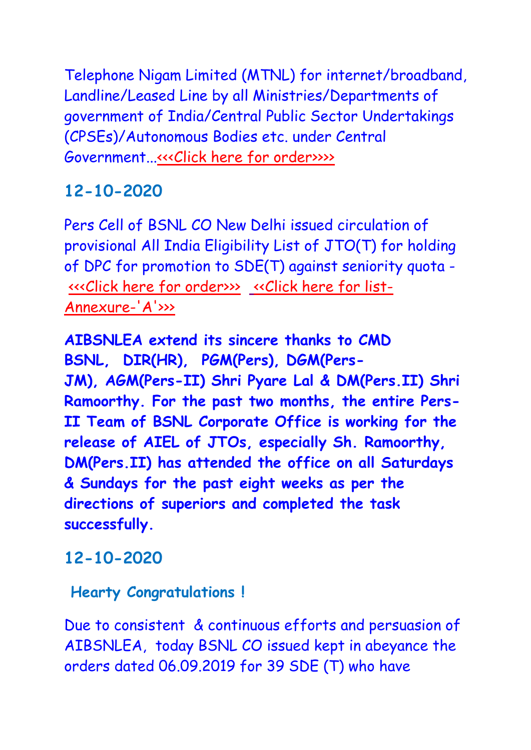Telephone Nigam Limited (MTNL) for internet/broadband, Landline/Leased Line by all Ministries/Departments of government of India/Central Public Sector Undertakings (CPSEs)/Autonomous Bodies etc. under Central Government...<<<Click here for order>>>>

## 12-10-2020

Pers Cell of BSNL CO New Delhi issued circulation of provisional All India Eligibility List of JTO(T) for holding of DPC for promotion to SDE(T) against seniority quota - <<<Click here for order>>> <<Click here for list- Annexure-'A'>>>

**AIBSNLEA extend its sincere thanks to CMD BSNL, DIR(HR), PGM(Pers), DGM(Pers-JM), AGM(Pers-II) Shri Pyare Lal & DM(Pers.II) Shri Ramoorthy. For the past two months, the entire Pers-II Team of BSNL Corporate Office is working for the release of AIEL of JTOs, especially Sh. Ramoorthy, DM(Pers.II) has attended the office on all Saturdays & Sundays for the past eight weeks as per the directions of superiors and completed the task successfully.**

## 12-10-2020

**Hearty Congratulations !**

Due to consistent & continuous efforts and persuasion of AIBSNLEA, today BSNL CO issued kept in abeyance the orders dated 06.09.2019 for 39 SDE (T) who have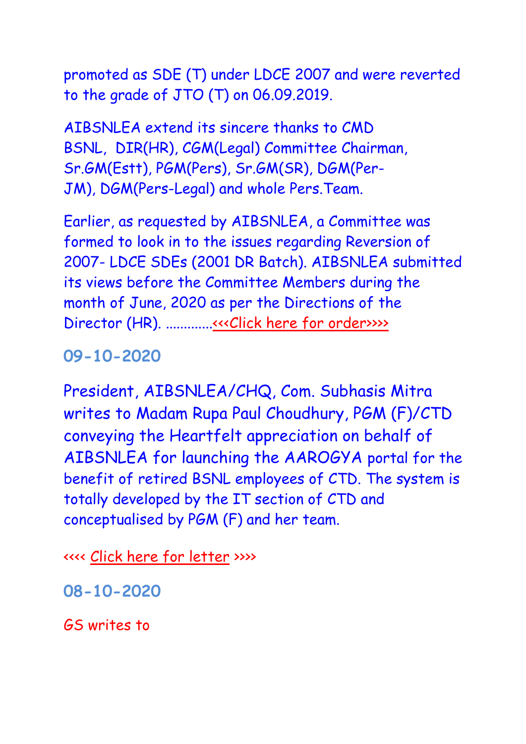promoted as SDE (T) under LDCE 2007 and were reverted to the grade of JTO (T) on 06.09.2019.

AIBSNLEA extend its sincere thanks to CMD BSNL, DIR(HR), CGM(Legal) Committee Chairman, Sr.GM(Estt), PGM(Pers), Sr.GM(SR), DGM(Per-JM), DGM(Pers-Legal) and whole Pers.Team.

Earlier, as requested by AIBSNLEA, a Committee was formed to look in to the issues regarding Reversion of 2007- LDCE SDEs (2001 DR Batch). AIBSNLEA submitted its views before the Committee Members during the month of June, 2020 as per the Directions of the Director (HR). .............<<<Click here for order>>>>

### 09-10-2020

President, AIBSNLEA/CHQ, Com. Subhasis Mitra writes to Madam Rupa Paul Choudhury, PGM (F)/CTD conveying the Heartfelt appreciation on behalf of AIBSNLEA for launching the AAROGYA portal for the benefit of retired BSNL employees of CTD. The system is totally developed by the IT section of CTD and conceptualised by PGM (F) and her team.

<<<< Click here for letter >>>>

### 08-10-2020

GS writes to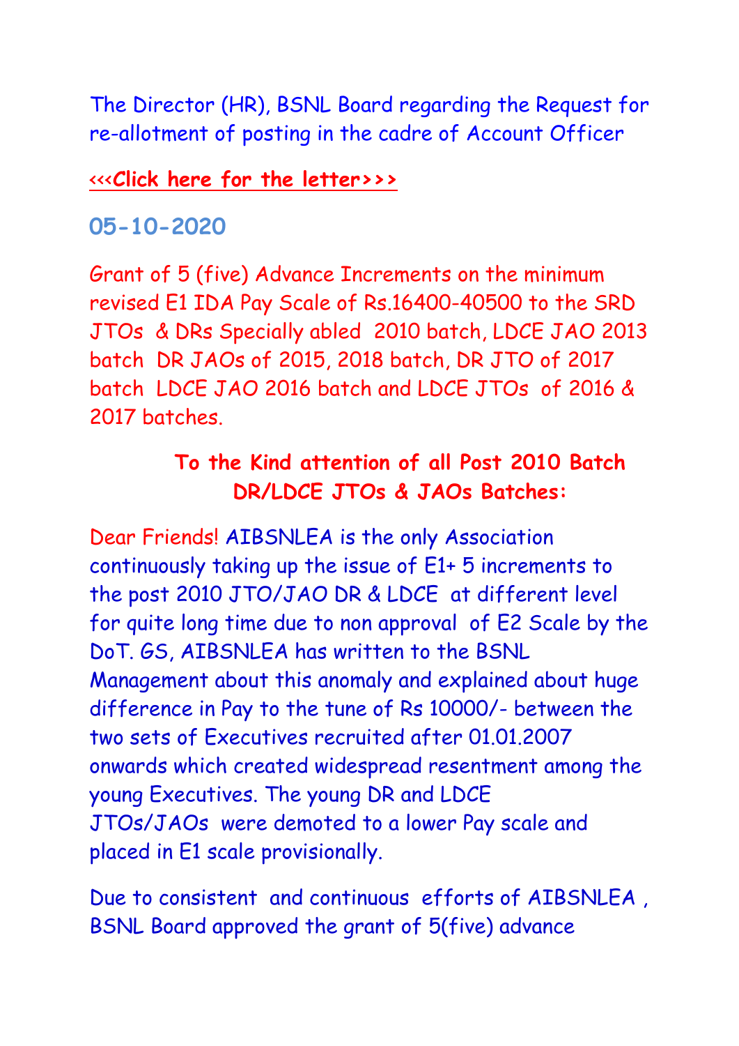The Director (HR), BSNL Board regarding the Request for re-allotment of posting in the cadre of Account Officer

**<<<Click here for the letter>>>**

## 05-10-2020

Grant of 5 (five) Advance Increments on the minimum revised E1 IDA Pay Scale of Rs.16400-40500 to the SRD JTOs & DRs Specially abled 2010 batch, LDCE JAO 2013 batch DR JAOs of 2015, 2018 batch, DR JTO of 2017 batch LDCE JAO 2016 batch and LDCE JTOs of 2016 & 2017 batches.

**To the Kind attention of all Post 2010 Batch DR/LDCE JTOs & JAOs Batches:**

Dear Friends! AIBSNLEA is the only Association continuously taking up the issue of E1+ 5 increments to the post 2010 JTO/JAO DR & LDCE at different level for quite long time due to non approval of E2 Scale by the DoT. GS, AIBSNLEA has written to the BSNL Management about this anomaly and explained about huge difference in Pay to the tune of Rs 10000/- between the two sets of Executives recruited after 01.01.2007 onwards which created widespread resentment among the young Executives. The young DR and LDCE JTOs/JAOs were demoted to a lower Pay scale and placed in E1 scale provisionally.

Due to consistent and continuous efforts of AIBSNLEA , BSNL Board approved the grant of 5(five) advance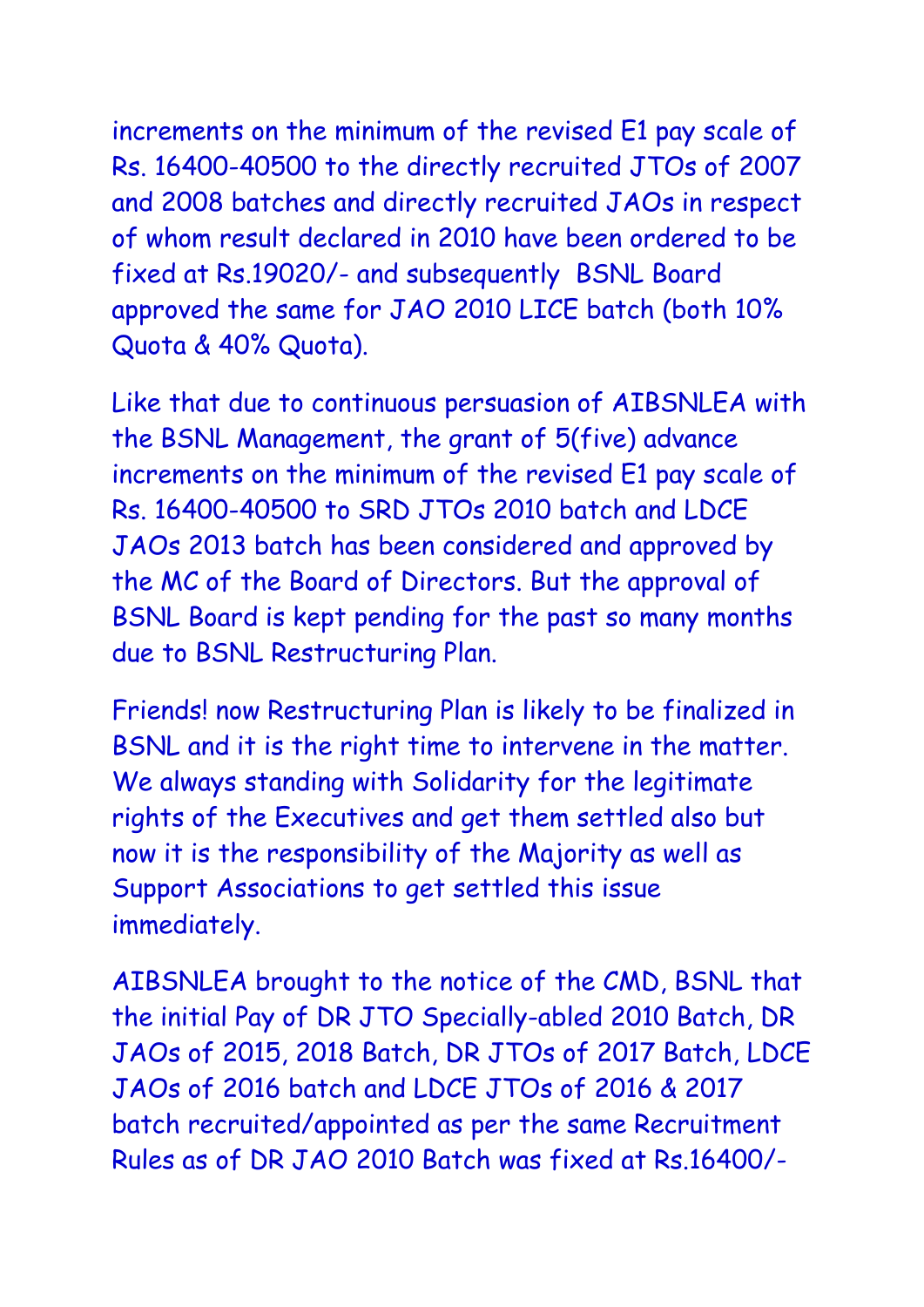increments on the minimum of the revised E1 pay scale of Rs. 16400-40500 to the directly recruited JTOs of 2007 and 2008 batches and directly recruited JAOs in respect of whom result declared in 2010 have been ordered to be fixed at Rs.19020/- and subsequently BSNL Board approved the same for JAO 2010 LICE batch (both 10% Quota & 40% Quota).

Like that due to continuous persuasion of AIBSNLEA with the BSNL Management, the grant of 5(five) advance increments on the minimum of the revised E1 pay scale of Rs. 16400-40500 to SRD JTOs 2010 batch and LDCE JAOs 2013 batch has been considered and approved by the MC of the Board of Directors. But the approval of BSNL Board is kept pending for the past so many months due to BSNL Restructuring Plan.

Friends! now Restructuring Plan is likely to be finalized in BSNL and it is the right time to intervene in the matter. We always standing with Solidarity for the legitimate rights of the Executives and get them settled also but now it is the responsibility of the Majority as well as Support Associations to get settled this issue immediately.

AIBSNLEA brought to the notice of the CMD, BSNL that the initial Pay of DR JTO Specially-abled 2010 Batch, DR JAOs of 2015, 2018 Batch, DR JTOs of 2017 Batch, LDCE JAOs of 2016 batch and LDCE JTOs of 2016 & 2017 batch recruited/appointed as per the same Recruitment Rules as of DR JAO 2010 Batch was fixed at Rs.16400/-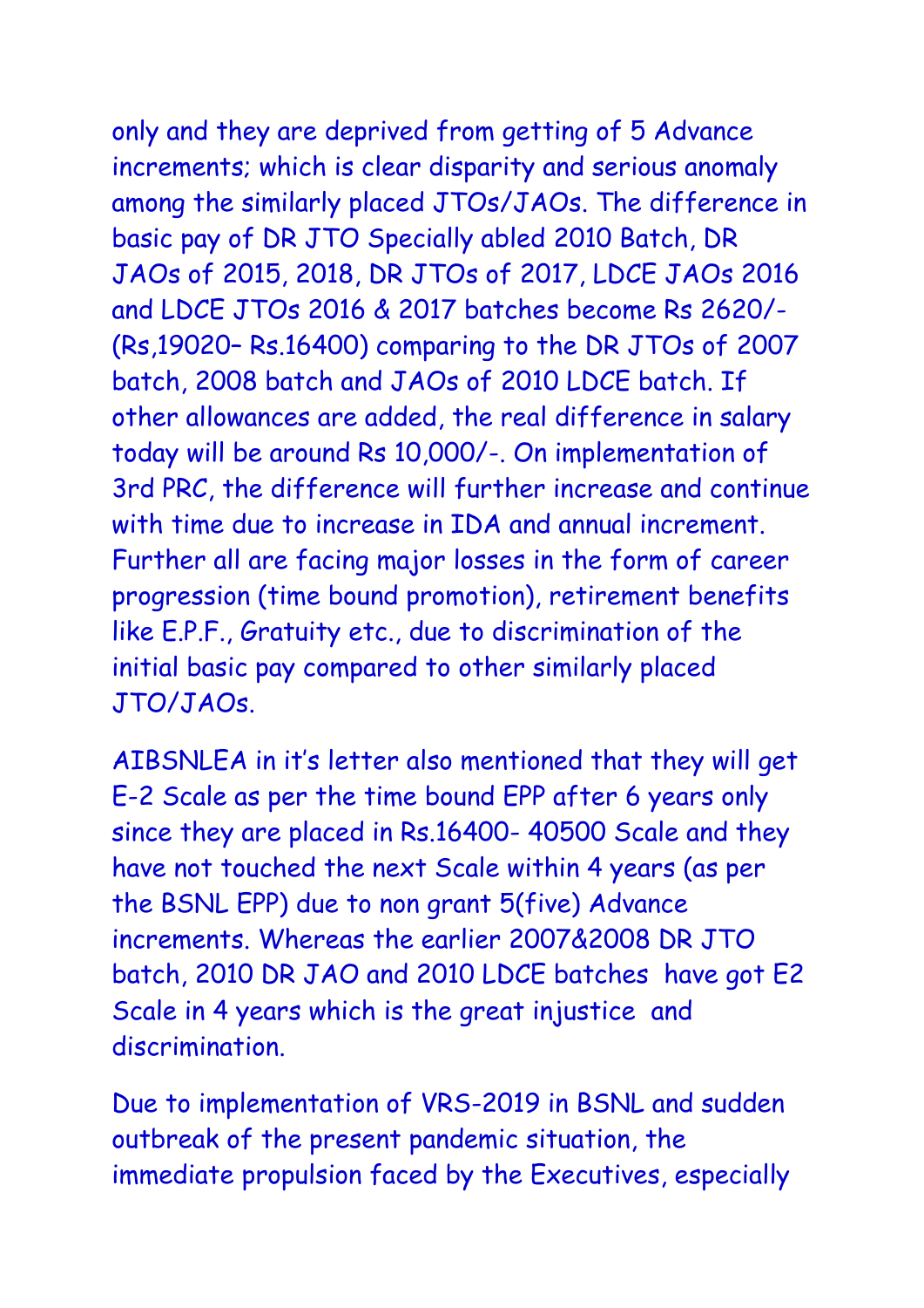only and they are deprived from getting of 5 Advance increments; which is clear disparity and serious anomaly among the similarly placed JTOs/JAOs. The difference in basic pay of DR JTO Specially abled 2010 Batch, DR JAOs of 2015, 2018, DR JTOs of 2017, LDCE JAOs 2016 and LDCE JTOs 2016 & 2017 batches become Rs 2620/- (Rs,19020– Rs.16400) comparing to the DR JTOs of 2007 batch, 2008 batch and JAOs of 2010 LDCE batch. If other allowances are added, the real difference in salary today will be around Rs 10,000/-. On implementation of 3rd PRC, the difference will further increase and continue with time due to increase in IDA and annual increment. Further all are facing major losses in the form of career progression (time bound promotion), retirement benefits like E.P.F., Gratuity etc., due to discrimination of the initial basic pay compared to other similarly placed JTO/JAOs.

AIBSNLEA in it's letter also mentioned that they will get E-2 Scale as per the time bound EPP after 6 years only since they are placed in Rs.16400- 40500 Scale and they have not touched the next Scale within 4 years (as per the BSNL EPP) due to non grant 5(five) Advance increments. Whereas the earlier 2007&2008 DR JTO batch, 2010 DR JAO and 2010 LDCE batches have got E2 Scale in 4 years which is the great injustice and discrimination.

Due to implementation of VRS-2019 in BSNL and sudden outbreak of the present pandemic situation, the immediate propulsion faced by the Executives, especially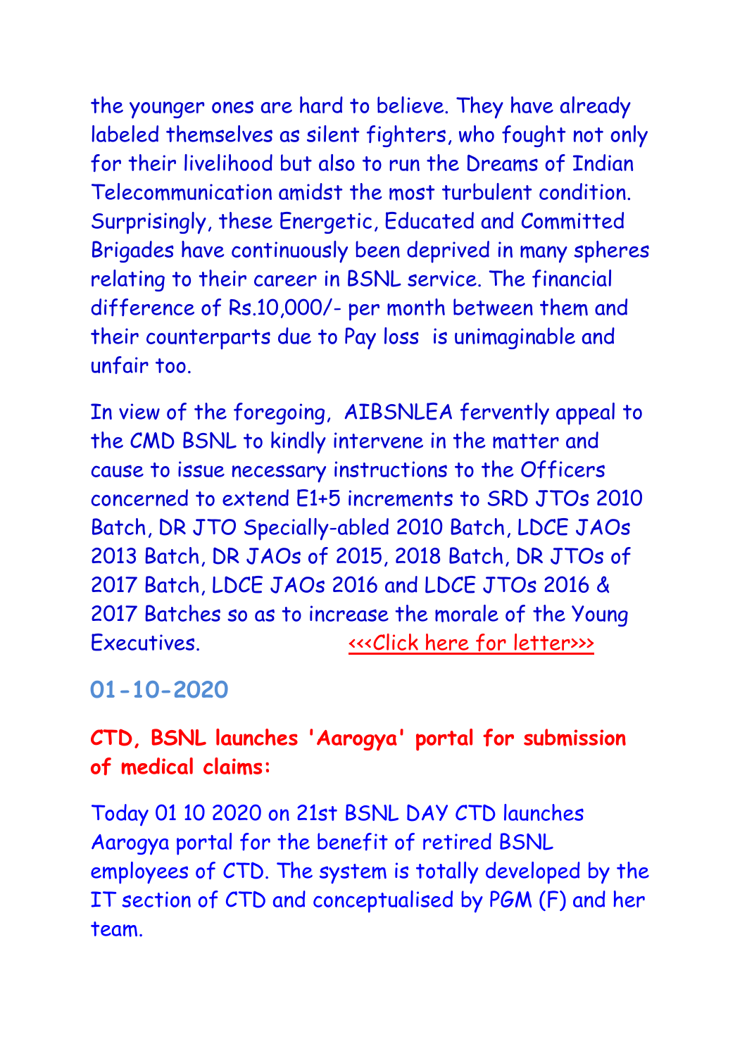the younger ones are hard to believe. They have already labeled themselves as silent fighters, who fought not only for their livelihood but also to run the Dreams of Indian Telecommunication amidst the most turbulent condition. Surprisingly, these Energetic, Educated and Committed Brigades have continuously been deprived in many spheres relating to their career in BSNL service. The financial difference of Rs.10,000/- per month between them and their counterparts due to Pay loss is unimaginable and unfair too.

In view of the foregoing, AIBSNLEA fervently appeal to the CMD BSNL to kindly intervene in the matter and cause to issue necessary instructions to the Officers concerned to extend E1+5 increments to SRD JTOs 2010 Batch, DR JTO Specially-abled 2010 Batch, LDCE JAOs 2013 Batch, DR JAOs of 2015, 2018 Batch, DR JTOs of 2017 Batch, LDCE JAOs 2016 and LDCE JTOs 2016 & 2017 Batches so as to increase the morale of the Young Executives. <<<Click here for letter>>>

## 01-10-2020

**CTD, BSNL launches 'Aarogya' portal for submission of medical claims:**

Today 01 10 2020 on 21st BSNL DAY CTD launches Aarogya portal for the benefit of retired BSNL employees of CTD. The system is totally developed by the IT section of CTD and conceptualised by PGM (F) and her team.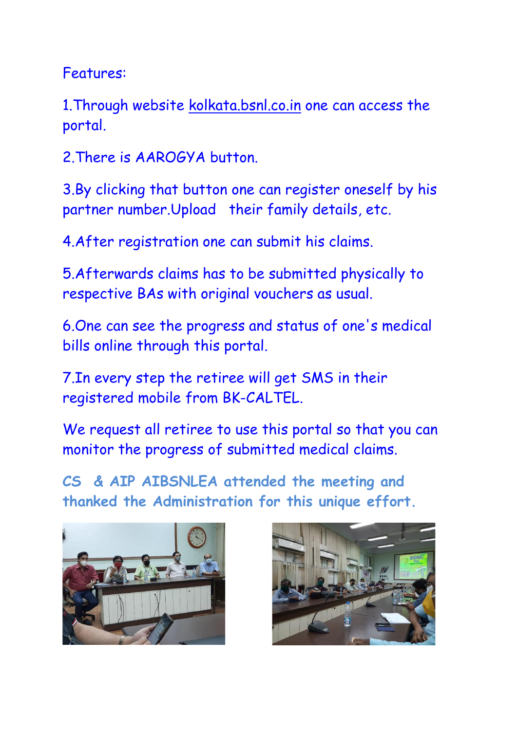Features:

1.Through website kolkata.bsnl.co.in one can access the portal.

2.There is AAROGYA button.

3.By clicking that button one can register oneself by his partner number.Upload their family details, etc.

4.After registration one can submit his claims.

5.Afterwards claims has to be submitted physically to respective BAs with original vouchers as usual.

6.One can see the progress and status of one's medical bills online through this portal.

7.In every step the retiree will get SMS in their registered mobile from BK-CALTEL.

We request all retiree to use this portal so that you can monitor the progress of submitted medical claims.

**CS & AIP AIBSNLEA attended the meeting and thanked the Administration for this unique effort.**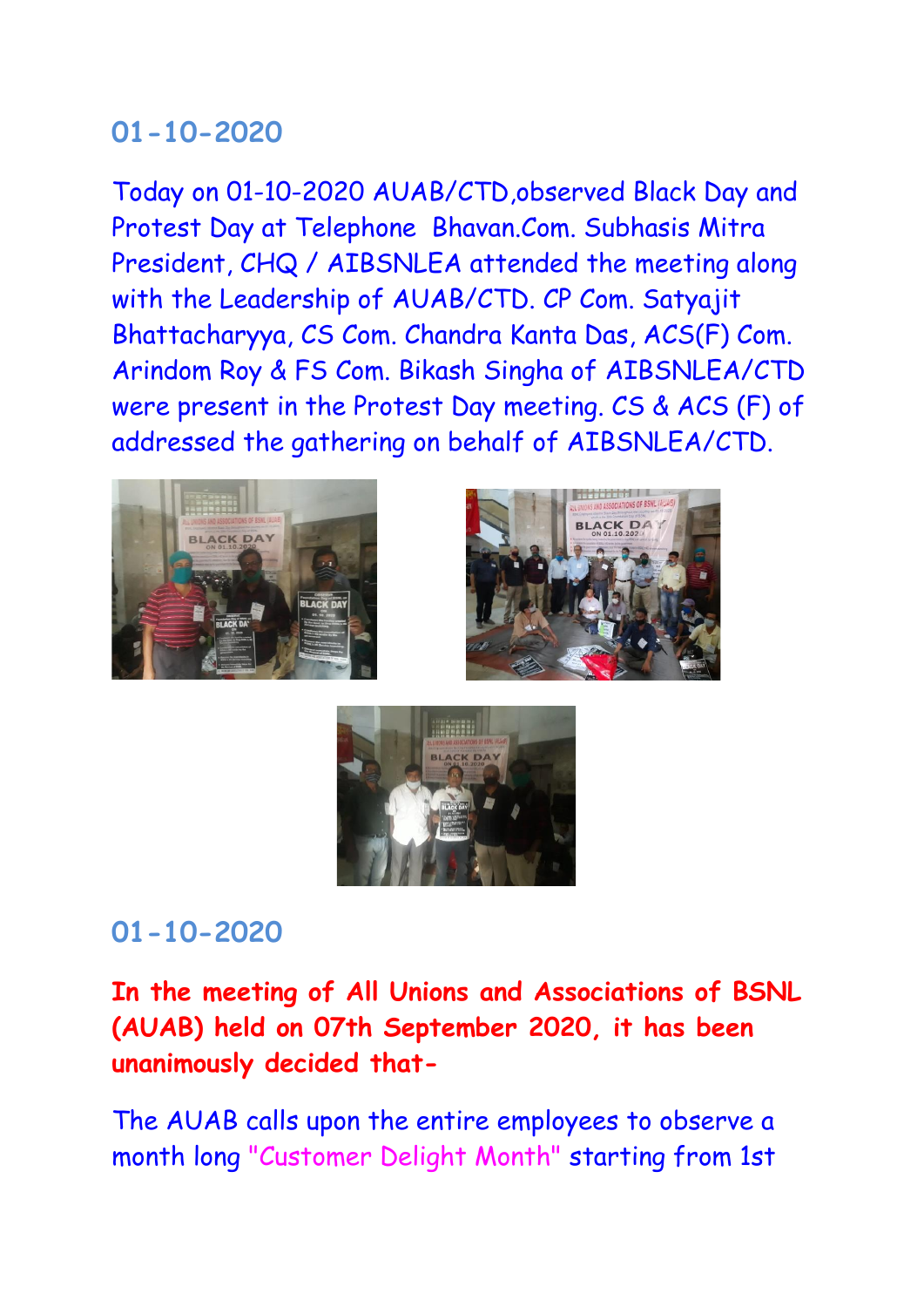## 01-10-2020

Today on 01-10-2020 AUAB/CTD,observed Black Day and Protest Day at Telephone Bhavan.Com. Subhasis Mitra President, CHQ / AIBSNLEA attended the meeting along with the Leadership of AUAB/CTD. CP Com. Satyajit Bhattacharyya, CS Com. Chandra Kanta Das, ACS(F) Com. Arindom Roy & FS Com. Bikash Singha of AIBSNLEA/CTD were present in the Protest Day meeting. CS & ACS (F) of addressed the gathering on behalf of AIBSNLEA/CTD.

## 01-10-2020

**In the meeting of All Unions and Associations of BSNL (AUAB) held on 07th September 2020, it has been unanimously decided that-**

The AUAB calls upon the entire employees to observe a month long "Customer Delight Month" starting from 1st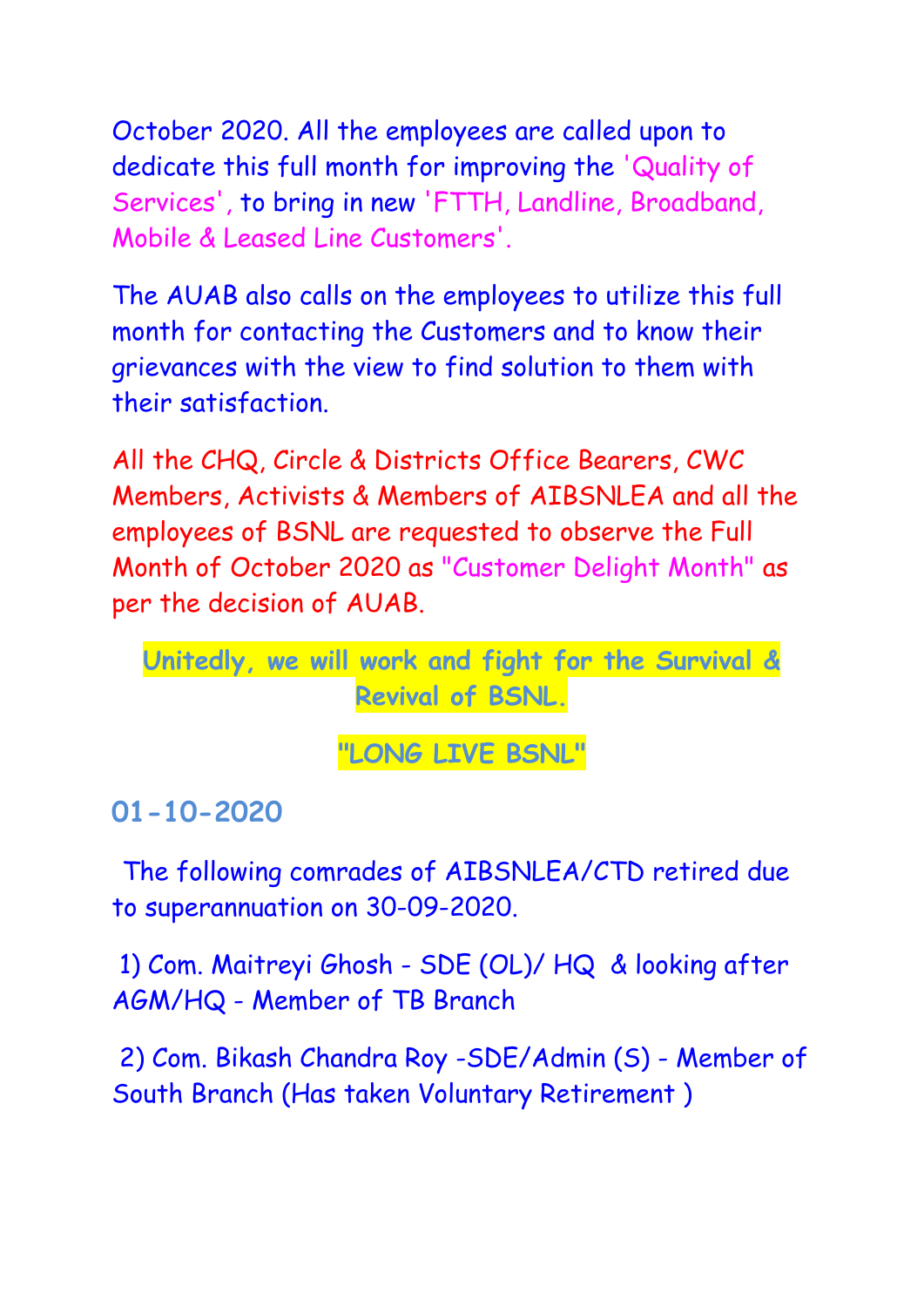October 2020. All the employees are called upon to dedicate this full month for improving the 'Quality of Services', to bring in new 'FTTH, Landline, Broadband, Mobile & Leased Line Customers'.

The AUAB also calls on the employees to utilize this full month for contacting the Customers and to know their grievances with the view to find solution to them with their satisfaction.

All the CHQ, Circle & Districts Office Bearers, CWC Members, Activists & Members of AIBSNLEA and all the employees of BSNL are requested to observe the Full Month of October 2020 as "Customer Delight Month" as per the decision of AUAB.

**Unitedly, we will work and fight for the Survival & Revival of BSNL.**

**"LONG LIVE BSNL"**

## 01-10-2020

The following comrades of AIBSNLEA/CTD retired due to superannuation on 30-09-2020.

1) Com. Maitreyi Ghosh - SDE (OL)/ HQ & looking after AGM/HQ - Member of TB Branch

2) Com. Bikash Chandra Roy -SDE/Admin (S) - Member of South Branch (Has taken Voluntary Retirement )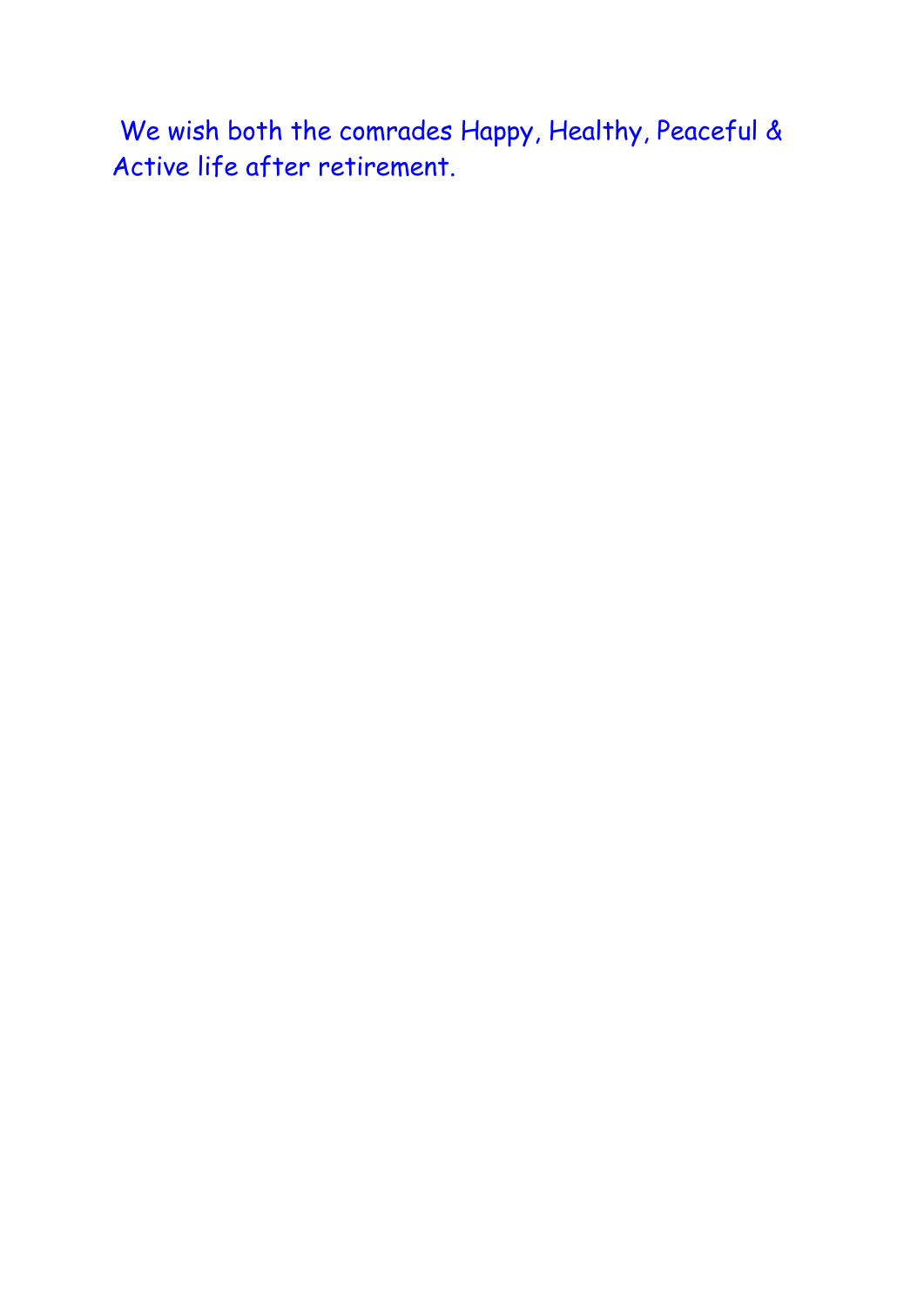We wish both the comrades Happy, Healthy, Peaceful & Active life after retirement.